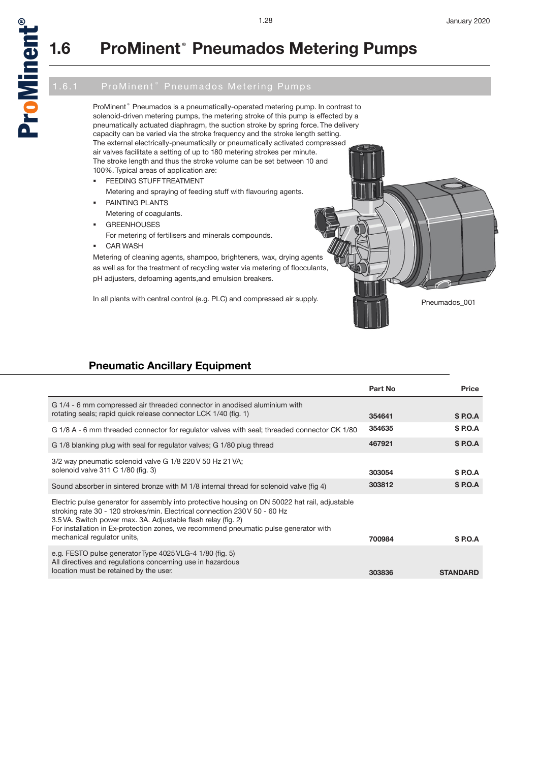#### 1.6 ProMinent® Pneumados Metering Pumps

## 1.6.1 ProMinent® Pneumados Metering Pumps

ProMinent® Pneumados is a pneumatically-operated metering pump. In contrast to solenoid-driven metering pumps, the metering stroke of this pump is effected by a pneumatically actuated diaphragm, the suction stroke by spring force. The delivery capacity can be varied via the stroke frequency and the stroke length setting. The external electrically-pneumatically or pneumatically activated compressed air valves facilitate a setting of up to 180 metering strokes per minute. The stroke length and thus the stroke volume can be set between 10 and 100%. Typical areas of application are:

- FEEDING STUFF TREATMENT
  Metering and spraying of feeding stuff with flavouring agents.
- PAINTING PLANTS
  Metering of coagulants.
- GREENHOUSES
  For metering of fertilisers and minerals compounds.
- CAR WASH

Metering of cleaning agents, shampoo, brighteners, wax, drying agents as well as for the treatment of recycling water via metering of flocculants, pH adjusters, defoaming agents,and emulsion breakers.

In all plants with central control (e.g. PLC) and compressed air supply.

Pneumados_001

### Pneumatic Ancillary Equipment

| | Part No | Price |
|---|---|---|
| G 1/4 - 6 mm compressed air threaded connector in anodised aluminium with rotating seals; rapid quick release connector LCK 1/40 (fig. 1) | 354641 | $ P.O.A |
| G 1/8 A - 6 mm threaded connector for regulator valves with seal; threaded connector CK 1/80 | 354635 | $ P.O.A |
| G 1/8 blanking plug with seal for regulator valves; G 1/80 plug thread | 467921 | $ P.O.A |
| 3/2 way pneumatic solenoid valve G 1/8 220 V 50 Hz 21 VA; solenoid valve 311 C 1/80 (fig. 3) | 303054 | $ P.O.A |
| Sound absorber in sintered bronze with M 1/8 internal thread for solenoid valve (fig 4) | 303812 | $ P.O.A |
| Electric pulse generator for assembly into protective housing on DN 50022 hat rail, adjustable stroking rate 30 - 120 strokes/min. Electrical connection 230 V 50 - 60 Hz 3.5 VA. Switch power max. 3A. Adjustable flash relay (fig. 2) For installation in Ex-protection zones, we recommend pneumatic pulse generator with mechanical regulator units, | 700984 | $ P.O.A |
| e.g. FESTO pulse generator Type 4025 VLG-4 1/80 (fig. 5) All directives and regulations concerning use in hazardous location must be retained by the user. | 303836 | STANDARD |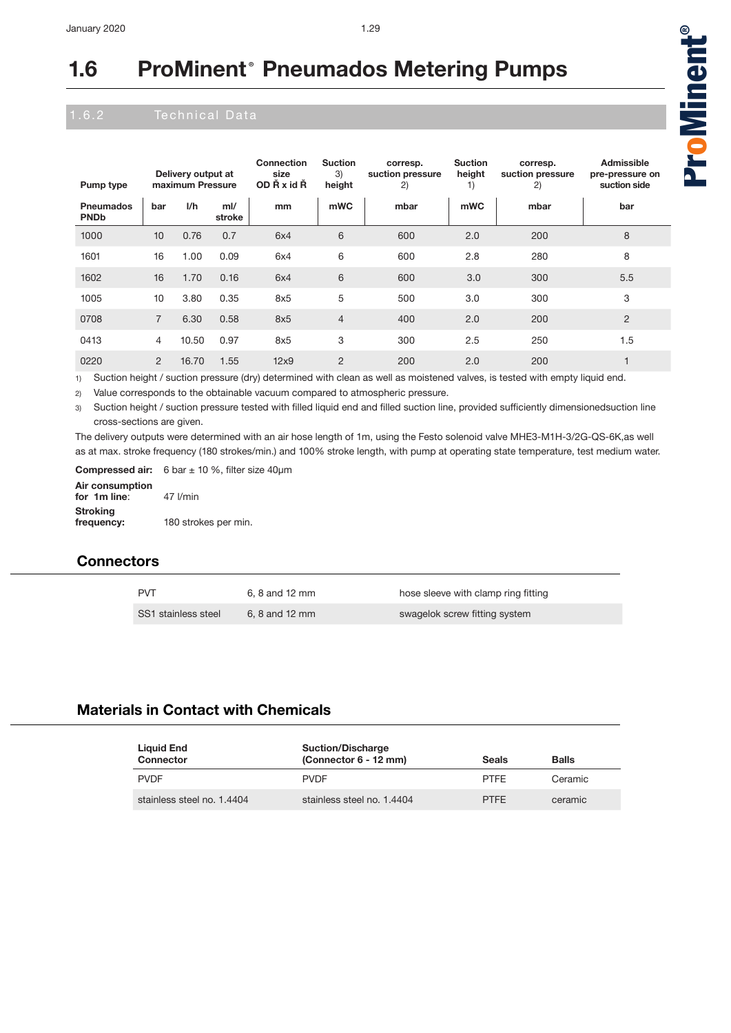# 1.6 ProMinent® Pneumados Metering Pumps

## 1.6.2 Technical Data

| Pump type | Delivery output at maximum Pressure | | | Connection size OD Ř x id Ř | Suction 3) height | corresp. suction pressure 2) | Suction height 1) | corresp. suction pressure 2) | Admissible pre-pressure on suction side |
|---|---|---|---|---|---|---|---|---|---|
| Pneumados PNDb | bar | l/h | ml/ stroke | mm | mWC | mbar | mWC | mbar | bar |
| 1000 | 10 | 0.76 | 0.7 | 6x4 | 6 | 600 | 2.0 | 200 | 8 |
| 1601 | 16 | 1.00 | 0.09 | 6x4 | 6 | 600 | 2.8 | 280 | 8 |
| 1602 | 16 | 1.70 | 0.16 | 6x4 | 6 | 600 | 3.0 | 300 | 5.5 |
| 1005 | 10 | 3.80 | 0.35 | 8x5 | 5 | 500 | 3.0 | 300 | 3 |
| 0708 | 7 | 6.30 | 0.58 | 8x5 | 4 | 400 | 2.0 | 200 | 2 |
| 0413 | 4 | 10.50 | 0.97 | 8x5 | 3 | 300 | 2.5 | 250 | 1.5 |
| 0220 | 2 | 16.70 | 1.55 | 12x9 | 2 | 200 | 2.0 | 200 | 1 |

1) Suction height / suction pressure (dry) determined with clean as well as moistened valves, is tested with empty liquid end.
2) Value corresponds to the obtainable vacuum compared to atmospheric pressure.
3) Suction height / suction pressure tested with filled liquid end and filled suction line, provided sufficiently dimensionedsuction line cross-sections are given.

The delivery outputs were determined with an air hose length of 1m, using the Festo solenoid valve MHE3-M1H-3/2G-QS-6K,as well as at max. stroke frequency (180 strokes/min.) and 100% stroke length, with pump at operating state temperature, test medium water.

**Compressed air:** 6 bar ± 10 %, filter size 40µm

**Air consumption for 1m line:** 47 l/min

**Stroking frequency:** 180 strokes per min.

### Connectors

| | | |
|---|---|---|
| PVT | 6, 8 and 12 mm | hose sleeve with clamp ring fitting |
| SS1 stainless steel | 6, 8 and 12 mm | swagelok screw fitting system |

### Materials in Contact with Chemicals

| Liquid End Connector | Suction/Discharge (Connector 6 - 12 mm) | Seals | Balls |
|---|---|---|---|
| PVDF | PVDF | PTFE | Ceramic |
| stainless steel no. 1.4404 | stainless steel no. 1.4404 | PTFE | ceramic |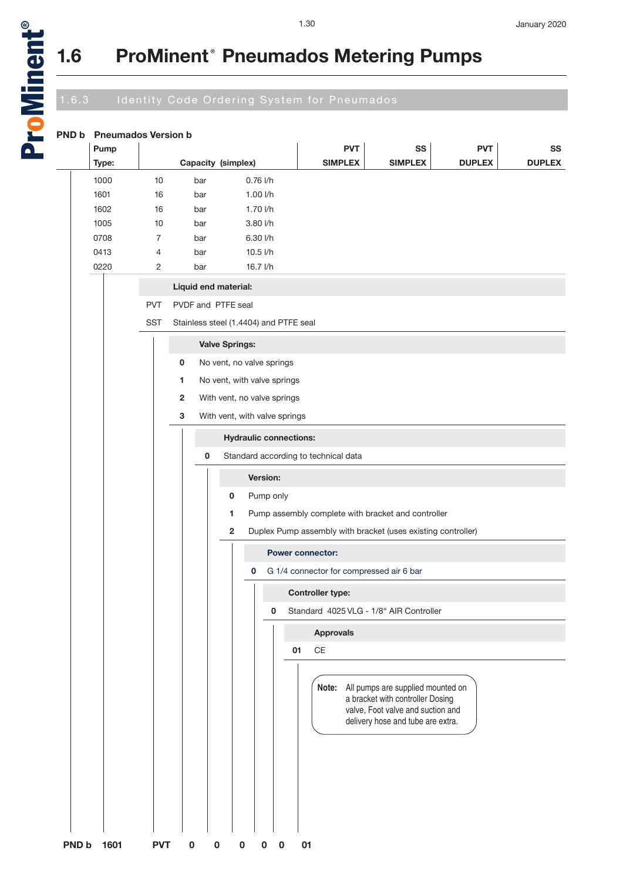# 1.6 ProMinent® Pneumados Metering Pumps

## 1.6.3 Identity Code Ordering System for Pneumados

**PND b Pneumados Version b**

| Pump Type: | Capacity (simplex) | | | PVT SIMPLEX | SS SIMPLEX | PVT DUPLEX | SS DUPLEX |
|---|---|---|---|---|---|---|---|
| 1000 | 10 | bar | 0.76 l/h | | | | |
| 1601 | 16 | bar | 1.00 l/h | | | | |
| 1602 | 16 | bar | 1.70 l/h | | | | |
| 1005 | 10 | bar | 3.80 l/h | | | | |
| 0708 | 7 | bar | 6.30 l/h | | | | |
| 0413 | 4 | bar | 10.5 l/h | | | | |
| 0220 | 2 | bar | 16.7 l/h | | | | |

**Liquid end material:**

- PVT PVDF and PTFE seal
- SST Stainless steel (1.4404) and PTFE seal

**Valve Springs:**

- **0** No vent, no valve springs
- **1** No vent, with valve springs
- **2** With vent, no valve springs
- **3** With vent, with valve springs

**Hydraulic connections:**

- **0** Standard according to technical data

**Version:**

- **0** Pump only
- **1** Pump assembly complete with bracket and controller
- **2** Duplex Pump assembly with bracket (uses existing controller)

**Power connector:**

- **0** G 1/4 connector for compressed air 6 bar

**Controller type:**

- **0** Standard 4025 VLG - 1/8" AIR Controller

**Approvals**

- **01** CE

> **Note:** All pumps are supplied mounted on a bracket with controller Dosing valve, Foot valve and suction and delivery hose and tube are extra.

**PND b 1601 PVT 0 0 0 0 0 01**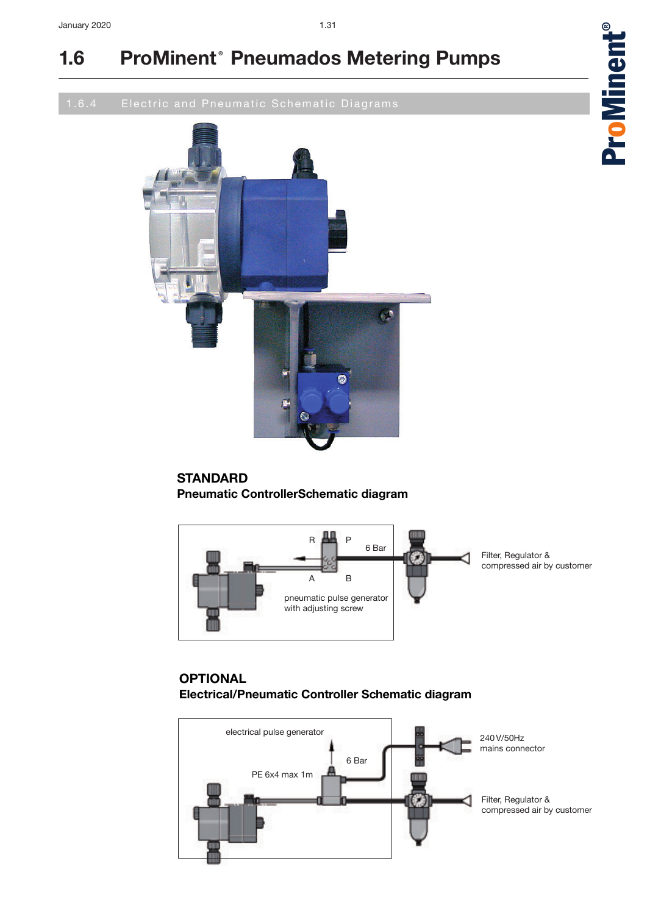# 1.6 ProMinent® Pneumados Metering Pumps

## 1.6.4 Electric and Pneumatic Schematic Diagrams

**STANDARD**
**Pneumatic ControllerSchematic diagram**

R
P
6 Bar
A
B
pneumatic pulse generator with adjusting screw
Filter, Regulator & compressed air by customer

**OPTIONAL**
**Electrical/Pneumatic Controller Schematic diagram**

electrical pulse generator
6 Bar
PE 6x4 max 1m
240 V/50Hz mains connector
Filter, Regulator & compressed air by customer